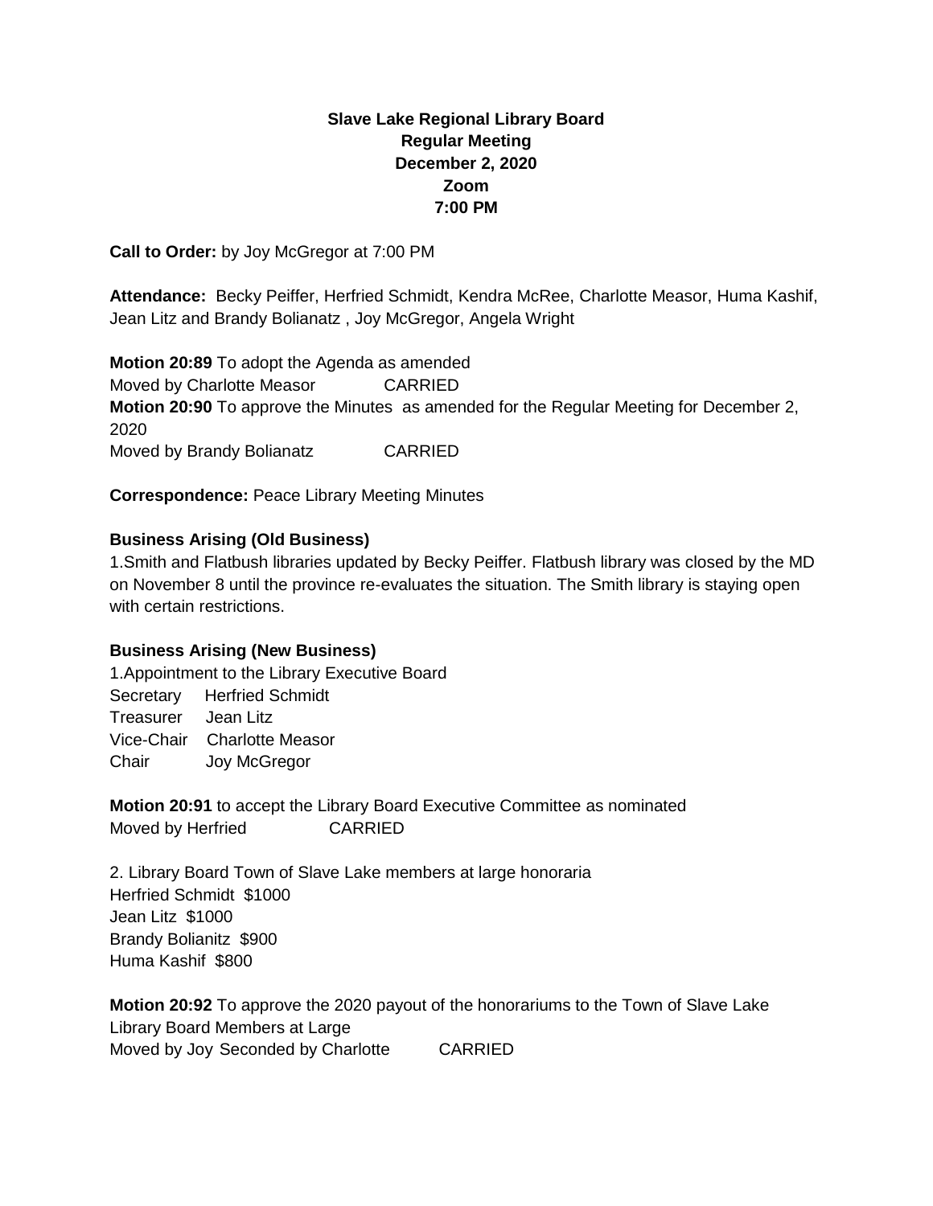**Slave Lake Regional Library Board**
**Regular Meeting**
**December 2, 2020**
**Zoom**
**7:00 PM**

**Call to Order:** by Joy McGregor at 7:00 PM

**Attendance:** Becky Peiffer, Herfried Schmidt, Kendra McRee, Charlotte Measor, Huma Kashif, Jean Litz and Brandy Bolianatz , Joy McGregor, Angela Wright

**Motion 20:89** To adopt the Agenda as amended
Moved by Charlotte Measor CARRIED
**Motion 20:90** To approve the Minutes as amended for the Regular Meeting for December 2, 2020
Moved by Brandy Bolianatz CARRIED

**Correspondence:** Peace Library Meeting Minutes

**Business Arising (Old Business)**

1.Smith and Flatbush libraries updated by Becky Peiffer. Flatbush library was closed by the MD on November 8 until the province re-evaluates the situation. The Smith library is staying open with certain restrictions.

**Business Arising (New Business)**

1.Appointment to the Library Executive Board
Secretary Herfried Schmidt
Treasurer Jean Litz
Vice-Chair Charlotte Measor
Chair Joy McGregor

**Motion 20:91** to accept the Library Board Executive Committee as nominated
Moved by Herfried CARRIED

2. Library Board Town of Slave Lake members at large honoraria
Herfried Schmidt $1000
Jean Litz $1000
Brandy Bolianitz $900
Huma Kashif $800

**Motion 20:92** To approve the 2020 payout of the honorariums to the Town of Slave Lake Library Board Members at Large
Moved by Joy Seconded by Charlotte CARRIED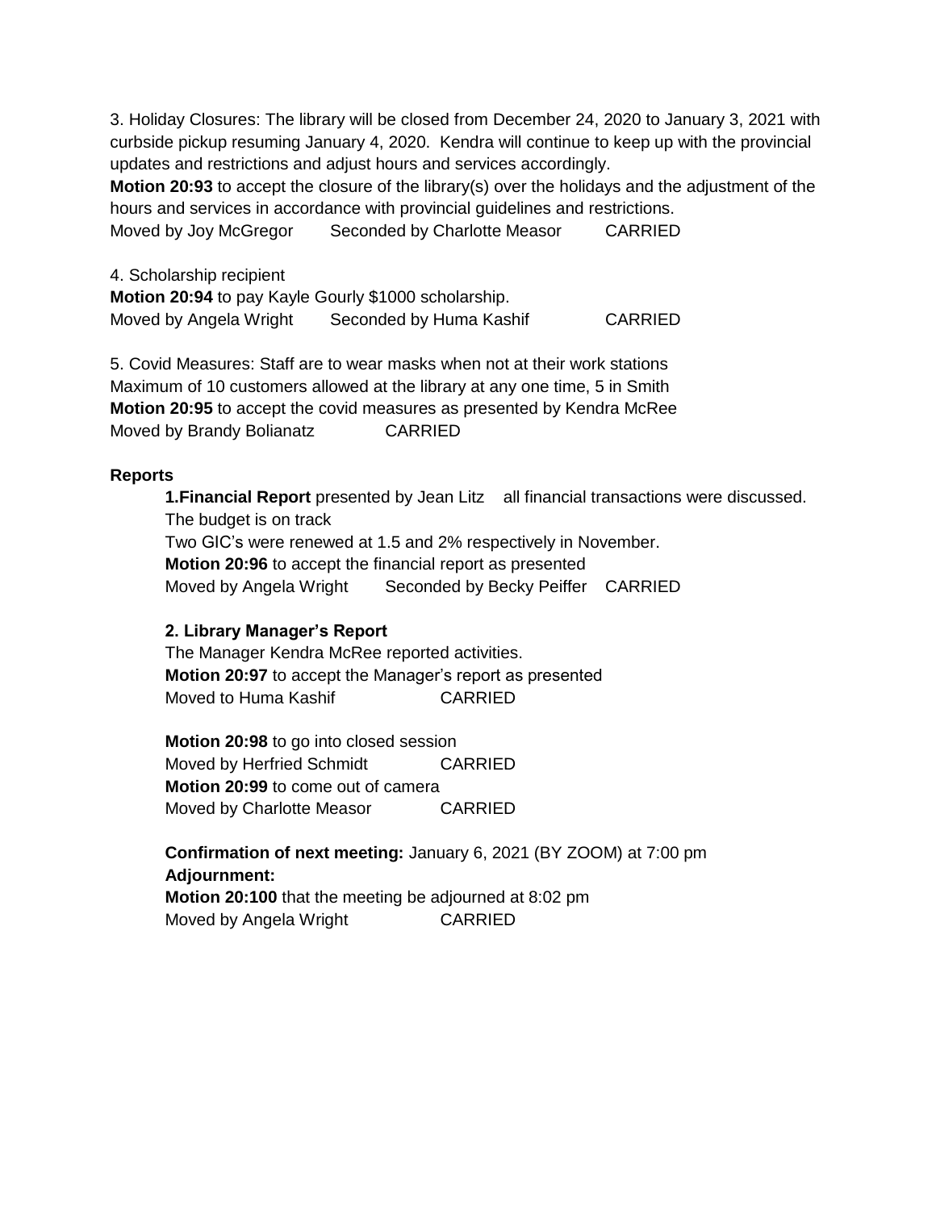3. Holiday Closures: The library will be closed from December 24, 2020 to January 3, 2021 with curbside pickup resuming January 4, 2020. Kendra will continue to keep up with the provincial updates and restrictions and adjust hours and services accordingly.

**Motion 20:93** to accept the closure of the library(s) over the holidays and the adjustment of the hours and services in accordance with provincial guidelines and restrictions.
Moved by Joy McGregor Seconded by Charlotte Measor CARRIED

4. Scholarship recipient

**Motion 20:94** to pay Kayle Gourly $1000 scholarship.
Moved by Angela Wright Seconded by Huma Kashif CARRIED

5. Covid Measures: Staff are to wear masks when not at their work stations
Maximum of 10 customers allowed at the library at any one time, 5 in Smith
**Motion 20:95** to accept the covid measures as presented by Kendra McRee
Moved by Brandy Bolianatz CARRIED

**Reports**

**1.Financial Report** presented by Jean Litz all financial transactions were discussed.
The budget is on track
Two GIC's were renewed at 1.5 and 2% respectively in November.
**Motion 20:96** to accept the financial report as presented
Moved by Angela Wright Seconded by Becky Peiffer CARRIED

**2. Library Manager's Report**

The Manager Kendra McRee reported activities.
**Motion 20:97** to accept the Manager's report as presented
Moved to Huma Kashif CARRIED

**Motion 20:98** to go into closed session
Moved by Herfried Schmidt CARRIED
**Motion 20:99** to come out of camera
Moved by Charlotte Measor CARRIED

**Confirmation of next meeting:** January 6, 2021 (BY ZOOM) at 7:00 pm
**Adjournment:**
**Motion 20:100** that the meeting be adjourned at 8:02 pm
Moved by Angela Wright CARRIED